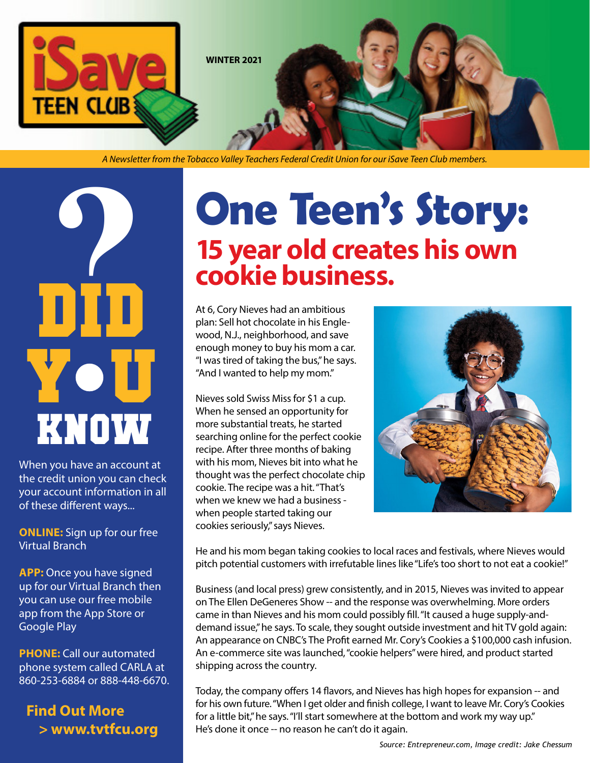iSave TEEN CLUB

WINTER 2021

*A Newsletter from the Tobacco Valley Teachers Federal Credit Union for our iSave Teen Club members.*

## ? DID YOU KNOW

When you have an account at the credit union you can check your account information in all of these different ways...

**ONLINE:** Sign up for our free Virtual Branch

**APP:** Once you have signed up for our Virtual Branch then you can use our free mobile app from the App Store or Google Play

**PHONE:** Call our automated phone system called CARLA at 860-253-6884 or 888-448-6670.

**Find Out More > www.tvtfcu.org**

# One Teen's Story:

## 15 year old creates his own cookie business.

At 6, Cory Nieves had an ambitious plan: Sell hot chocolate in his Englewood, N.J., neighborhood, and save enough money to buy his mom a car. "I was tired of taking the bus," he says. "And I wanted to help my mom."

Nieves sold Swiss Miss for $1 a cup. When he sensed an opportunity for more substantial treats, he started searching online for the perfect cookie recipe. After three months of baking with his mom, Nieves bit into what he thought was the perfect chocolate chip cookie. The recipe was a hit. "That's when we knew we had a business - when people started taking our cookies seriously," says Nieves.

He and his mom began taking cookies to local races and festivals, where Nieves would pitch potential customers with irrefutable lines like "Life's too short to not eat a cookie!"

Business (and local press) grew consistently, and in 2015, Nieves was invited to appear on The Ellen DeGeneres Show -- and the response was overwhelming. More orders came in than Nieves and his mom could possibly fill. "It caused a huge supply-and-demand issue," he says. To scale, they sought outside investment and hit TV gold again: An appearance on CNBC's The Profit earned Mr. Cory's Cookies a $100,000 cash infusion. An e-commerce site was launched, "cookie helpers" were hired, and product started shipping across the country.

Today, the company offers 14 flavors, and Nieves has high hopes for expansion -- and for his own future. "When I get older and finish college, I want to leave Mr. Cory's Cookies for a little bit," he says. "I'll start somewhere at the bottom and work my way up." He's done it once -- no reason he can't do it again.

*Source: Entrepreneur.com, Image credit: Jake Chessum*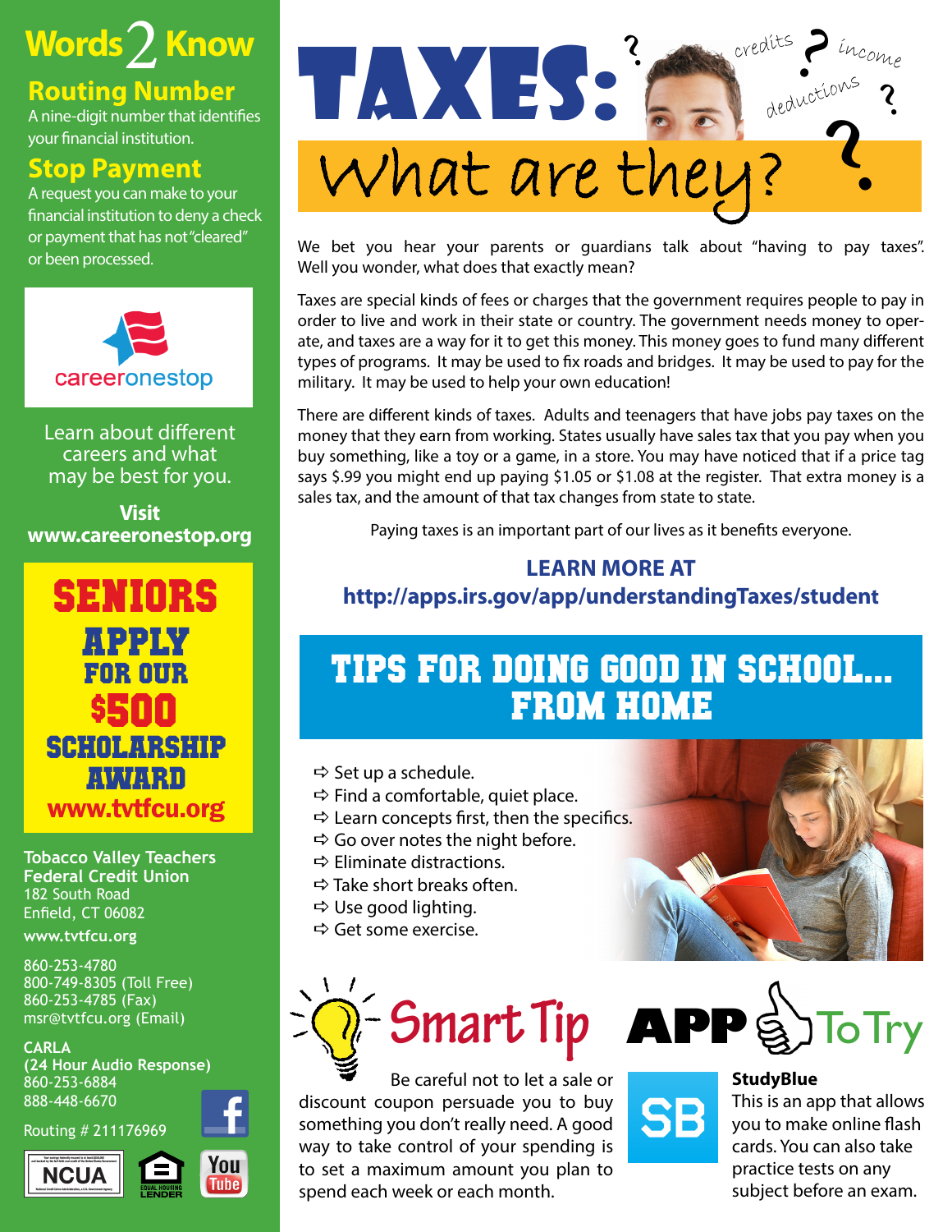# TAXES: What are they?

credits income deductions

We bet you hear your parents or guardians talk about "having to pay taxes". Well you wonder, what does that exactly mean?

Taxes are special kinds of fees or charges that the government requires people to pay in order to live and work in their state or country. The government needs money to operate, and taxes are a way for it to get this money. This money goes to fund many different types of programs. It may be used to fix roads and bridges. It may be used to pay for the military. It may be used to help your own education!

There are different kinds of taxes. Adults and teenagers that have jobs pay taxes on the money that they earn from working. States usually have sales tax that you pay when you buy something, like a toy or a game, in a store. You may have noticed that if a price tag says $.99 you might end up paying $1.05 or $1.08 at the register. That extra money is a sales tax, and the amount of that tax changes from state to state.

Paying taxes is an important part of our lives as it benefits everyone.

**LEARN MORE AT**
**http://apps.irs.gov/app/understandingTaxes/student**

## TIPS FOR DOING GOOD IN SCHOOL... FROM HOME

- Set up a schedule.
- Find a comfortable, quiet place.
- Learn concepts first, then the specifics.
- Go over notes the night before.
- Eliminate distractions.
- Take short breaks often.
- Use good lighting.
- Get some exercise.

## Smart Tip

Be careful not to let a sale or discount coupon persuade you to buy something you don't really need. A good way to take control of your spending is to set a maximum amount you plan to spend each week or each month.

## APP To Try

**StudyBlue**
This is an app that allows you to make online flash cards. You can also take practice tests on any subject before an exam.

## Words 2 Know

### Routing Number
A nine-digit number that identifies your financial institution.

### Stop Payment
A request you can make to your financial institution to deny a check or payment that has not "cleared" or been processed.

careeronestop

Learn about different careers and what may be best for you.

**Visit**
**www.careeronestop.org**

**SENIORS APPLY FOR OUR $500 SCHOLARSHIP AWARD**
**www.tvtfcu.org**

**Tobacco Valley Teachers Federal Credit Union**
182 South Road
Enfield, CT 06082
**www.tvtfcu.org**

860-253-4780
800-749-8305 (Toll Free)
860-253-4785 (Fax)
msr@tvtfcu.org (Email)

**CARLA**
**(24 Hour Audio Response)**
860-253-6884
888-448-6670

Routing # 211176969

NCUA

EQUAL HOUSING LENDER